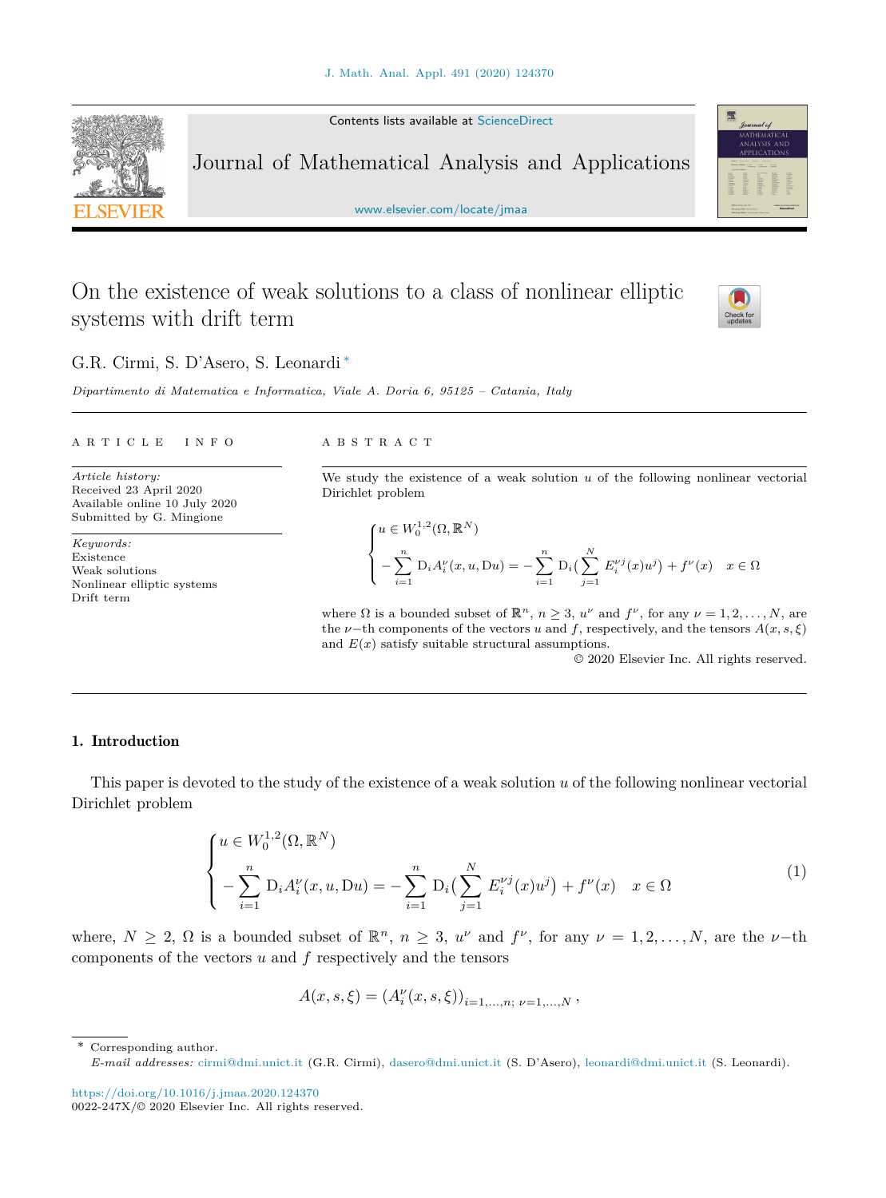# On the existence of weak solutions to a class of nonlinear elliptic systems with drift term

G.R. Cirmi, S. D'Asero, S. Leonardi *

*Dipartimento di Matematica e Informatica, Viale A. Doria 6, 95125 – Catania, Italy*

**ARTICLE INFO**

*Article history:*
Received 23 April 2020
Available online 10 July 2020
Submitted by G. Mingione

*Keywords:*
Existence
Weak solutions
Nonlinear elliptic systems
Drift term

**ABSTRACT**

We study the existence of a weak solution $u$ of the following nonlinear vectorial Dirichlet problem

$$\begin{cases} u \in W_0^{1,2}(\Omega, \mathbb{R}^N) \\ -\sum_{i=1}^{n} \mathrm{D}_i A_i^\nu(x, u, \mathrm{D}u) = -\sum_{i=1}^{n} \mathrm{D}_i\Big(\sum_{j=1}^{N} E_i^{\nu j}(x) u^j\Big) + f^\nu(x) \quad x \in \Omega \end{cases}$$

where $\Omega$ is a bounded subset of $\mathbb{R}^n$, $n \geq 3$, $u^\nu$ and $f^\nu$, for any $\nu = 1, 2, \ldots, N$, are the $\nu-$th components of the vectors $u$ and $f$, respectively, and the tensors $A(x, s, \xi)$ and $E(x)$ satisfy suitable structural assumptions.

© 2020 Elsevier Inc. All rights reserved.

## 1. Introduction

This paper is devoted to the study of the existence of a weak solution $u$ of the following nonlinear vectorial Dirichlet problem

$$\begin{cases} u \in W_0^{1,2}(\Omega, \mathbb{R}^N) \\ -\sum_{i=1}^{n} \mathrm{D}_i A_i^\nu(x, u, \mathrm{D}u) = -\sum_{i=1}^{n} \mathrm{D}_i\Big(\sum_{j=1}^{N} E_i^{\nu j}(x) u^j\Big) + f^\nu(x) \quad x \in \Omega \end{cases} \tag{1}$$

where, $N \geq 2$, $\Omega$ is a bounded subset of $\mathbb{R}^n$, $n \geq 3$, $u^\nu$ and $f^\nu$, for any $\nu = 1, 2, \ldots, N$, are the $\nu-$th components of the vectors $u$ and $f$ respectively and the tensors

$$A(x, s, \xi) = (A_i^\nu(x, s, \xi))_{i=1,\ldots,n;\ \nu=1,\ldots,N}\,,$$

* Corresponding author.
*E-mail addresses:* cirmi@dmi.unict.it (G.R. Cirmi), dasero@dmi.unict.it (S. D'Asero), leonardi@dmi.unict.it (S. Leonardi).

https://doi.org/10.1016/j.jmaa.2020.124370
0022-247X/© 2020 Elsevier Inc. All rights reserved.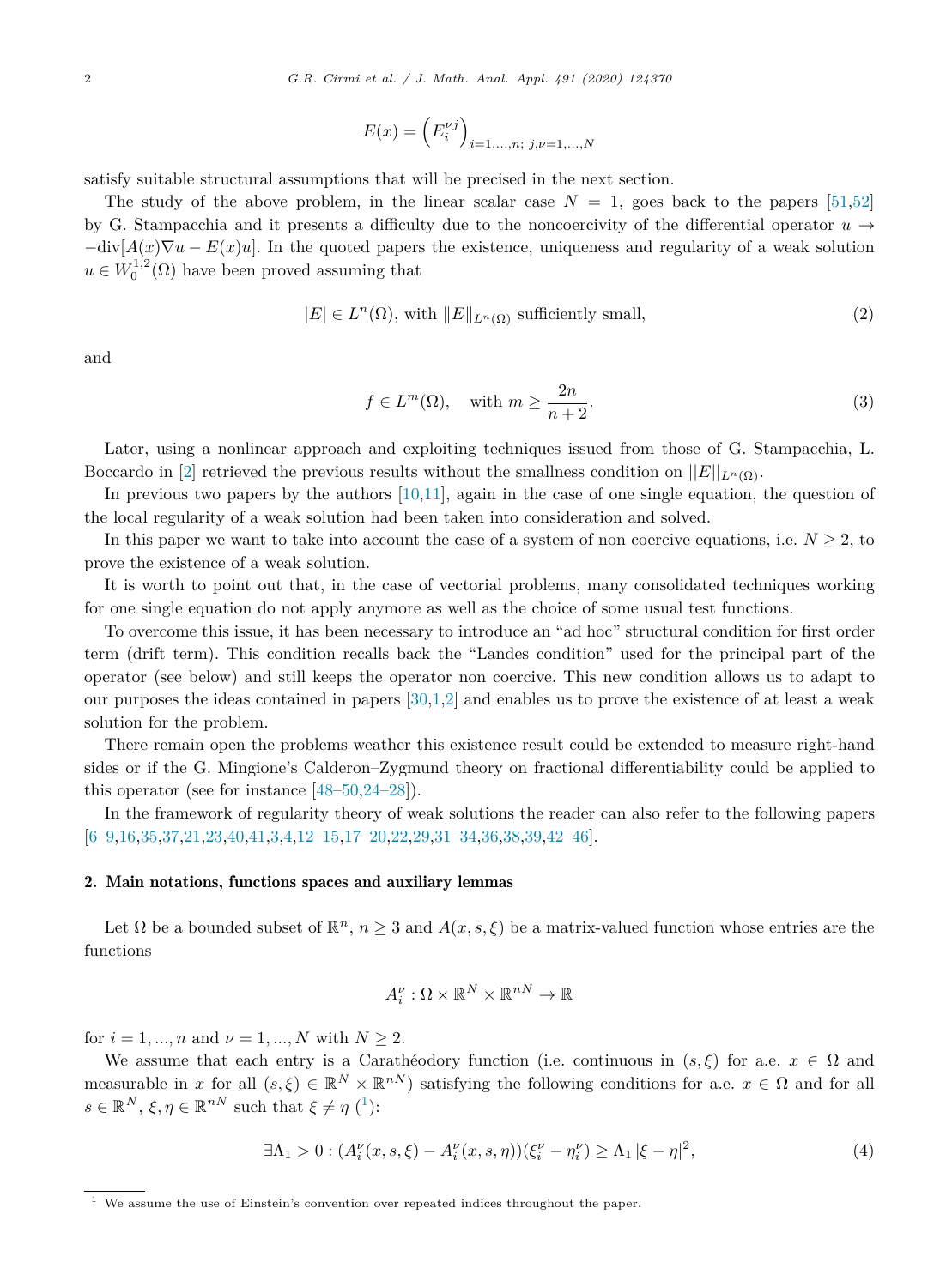$$
E(x) = \left(E_i^{\nu j}\right)_{i=1,...,n;\ j,\nu=1,...,N}
$$

satisfy suitable structural assumptions that will be precised in the next section.

The study of the above problem, in the linear scalar case $N = 1$, goes back to the papers [51,52] by G. Stampacchia and it presents a difficulty due to the noncoercivity of the differential operator $u \to -\text{div}[A(x)\nabla u - E(x)u]$. In the quoted papers the existence, uniqueness and regularity of a weak solution $u \in W_0^{1,2}(\Omega)$ have been proved assuming that

$$
|E| \in L^n(\Omega), \text{ with } \|E\|_{L^n(\Omega)} \text{ sufficiently small,} \tag{2}
$$

and

$$
f \in L^m(\Omega), \quad \text{with } m \geq \frac{2n}{n+2}. \tag{3}
$$

Later, using a nonlinear approach and exploiting techniques issued from those of G. Stampacchia, L. Boccardo in [2] retrieved the previous results without the smallness condition on $||E||_{L^n(\Omega)}$.

In previous two papers by the authors [10,11], again in the case of one single equation, the question of the local regularity of a weak solution had been taken into consideration and solved.

In this paper we want to take into account the case of a system of non coercive equations, i.e. $N \geq 2$, to prove the existence of a weak solution.

It is worth to point out that, in the case of vectorial problems, many consolidated techniques working for one single equation do not apply anymore as well as the choice of some usual test functions.

To overcome this issue, it has been necessary to introduce an "ad hoc" structural condition for first order term (drift term). This condition recalls back the "Landes condition" used for the principal part of the operator (see below) and still keeps the operator non coercive. This new condition allows us to adapt to our purposes the ideas contained in papers [30,1,2] and enables us to prove the existence of at least a weak solution for the problem.

There remain open the problems weather this existence result could be extended to measure right-hand sides or if the G. Mingione's Calderon–Zygmund theory on fractional differentiability could be applied to this operator (see for instance [48–50,24–28]).

In the framework of regularity theory of weak solutions the reader can also refer to the following papers [6–9,16,35,37,21,23,40,41,3,4,12–15,17–20,22,29,31–34,36,38,39,42–46].

## 2. Main notations, functions spaces and auxiliary lemmas

Let $\Omega$ be a bounded subset of $\mathbb{R}^n$, $n \geq 3$ and $A(x, s, \xi)$ be a matrix-valued function whose entries are the functions

$$
A_i^\nu : \Omega \times \mathbb{R}^N \times \mathbb{R}^{nN} \to \mathbb{R}
$$

for $i = 1, ..., n$ and $\nu = 1, ..., N$ with $N \geq 2$.

We assume that each entry is a Carathéodory function (i.e. continuous in $(s, \xi)$ for a.e. $x \in \Omega$ and measurable in $x$ for all $(s, \xi) \in \mathbb{R}^N \times \mathbb{R}^{nN}$) satisfying the following conditions for a.e. $x \in \Omega$ and for all $s \in \mathbb{R}^N$, $\xi, \eta \in \mathbb{R}^{nN}$ such that $\xi \neq \eta$ ([1]):

$$
\exists \Lambda_1 > 0 : (A_i^\nu(x, s, \xi) - A_i^\nu(x, s, \eta))(\xi_i^\nu - \eta_i^\nu) \geq \Lambda_1 |\xi - \eta|^2, \tag{4}
$$

[1] We assume the use of Einstein's convention over repeated indices throughout the paper.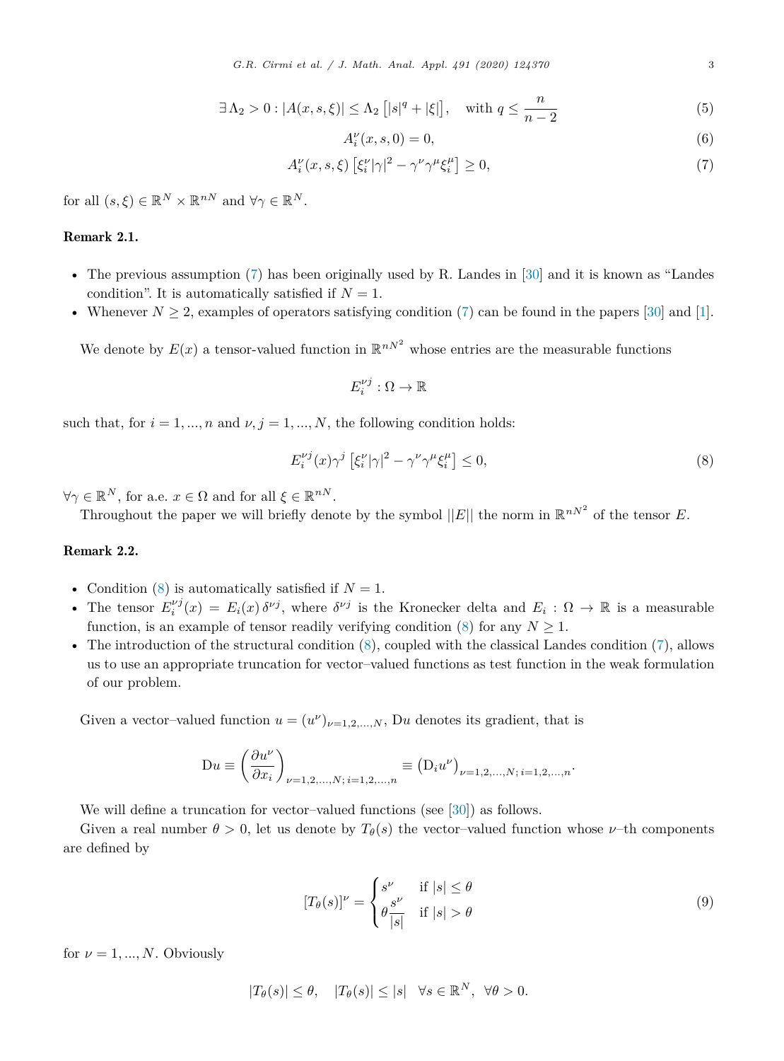$$\exists\,\Lambda_2 > 0 : |A(x,s,\xi)| \leq \Lambda_2 \left[|s|^q + |\xi|\right], \quad \text{with } q \leq \frac{n}{n-2} \tag{5}$$

$$A_i^\nu(x,s,0) = 0, \tag{6}$$

$$A_i^\nu(x,s,\xi)\left[\xi_i^\nu |\gamma|^2 - \gamma^\nu \gamma^\mu \xi_i^\mu\right] \geq 0, \tag{7}$$

for all $(s,\xi) \in \mathbb{R}^N \times \mathbb{R}^{nN}$ and $\forall \gamma \in \mathbb{R}^N$.

**Remark 2.1.**

- The previous assumption (7) has been originally used by R. Landes in [30] and it is known as "Landes condition". It is automatically satisfied if $N = 1$.
- Whenever $N \geq 2$, examples of operators satisfying condition (7) can be found in the papers [30] and [1].

We denote by $E(x)$ a tensor-valued function in $\mathbb{R}^{nN^2}$ whose entries are the measurable functions

$$E_i^{\nu j} : \Omega \to \mathbb{R}$$

such that, for $i = 1,...,n$ and $\nu, j = 1,...,N$, the following condition holds:

$$E_i^{\nu j}(x)\gamma^j \left[\xi_i^\nu |\gamma|^2 - \gamma^\nu \gamma^\mu \xi_i^\mu\right] \leq 0, \tag{8}$$

$\forall \gamma \in \mathbb{R}^N$, for a.e. $x \in \Omega$ and for all $\xi \in \mathbb{R}^{nN}$.

Throughout the paper we will briefly denote by the symbol $||E||$ the norm in $\mathbb{R}^{nN^2}$ of the tensor $E$.

**Remark 2.2.**

- Condition (8) is automatically satisfied if $N = 1$.
- The tensor $E_i^{\nu j}(x) = E_i(x)\,\delta^{\nu j}$, where $\delta^{\nu j}$ is the Kronecker delta and $E_i : \Omega \to \mathbb{R}$ is a measurable function, is an example of tensor readily verifying condition (8) for any $N \geq 1$.
- The introduction of the structural condition (8), coupled with the classical Landes condition (7), allows us to use an appropriate truncation for vector–valued functions as test function in the weak formulation of our problem.

Given a vector–valued function $u = (u^\nu)_{\nu=1,2,...,N}$, $\mathrm{D}u$ denotes its gradient, that is

$$\mathrm{D}u \equiv \left(\frac{\partial u^\nu}{\partial x_i}\right)_{\nu=1,2,...,N;\, i=1,2,...,n} \equiv \left(\mathrm{D}_i u^\nu\right)_{\nu=1,2,...,N;\, i=1,2,...,n}.$$

We will define a truncation for vector–valued functions (see [30]) as follows.

Given a real number $\theta > 0$, let us denote by $T_\theta(s)$ the vector–valued function whose $\nu$–th components are defined by

$$[T_\theta(s)]^\nu = \begin{cases} s^\nu & \text{if } |s| \leq \theta \\ \theta \dfrac{s^\nu}{|s|} & \text{if } |s| > \theta \end{cases} \tag{9}$$

for $\nu = 1,...,N$. Obviously

$$|T_\theta(s)| \leq \theta, \quad |T_\theta(s)| \leq |s| \quad \forall s \in \mathbb{R}^N, \ \forall \theta > 0.$$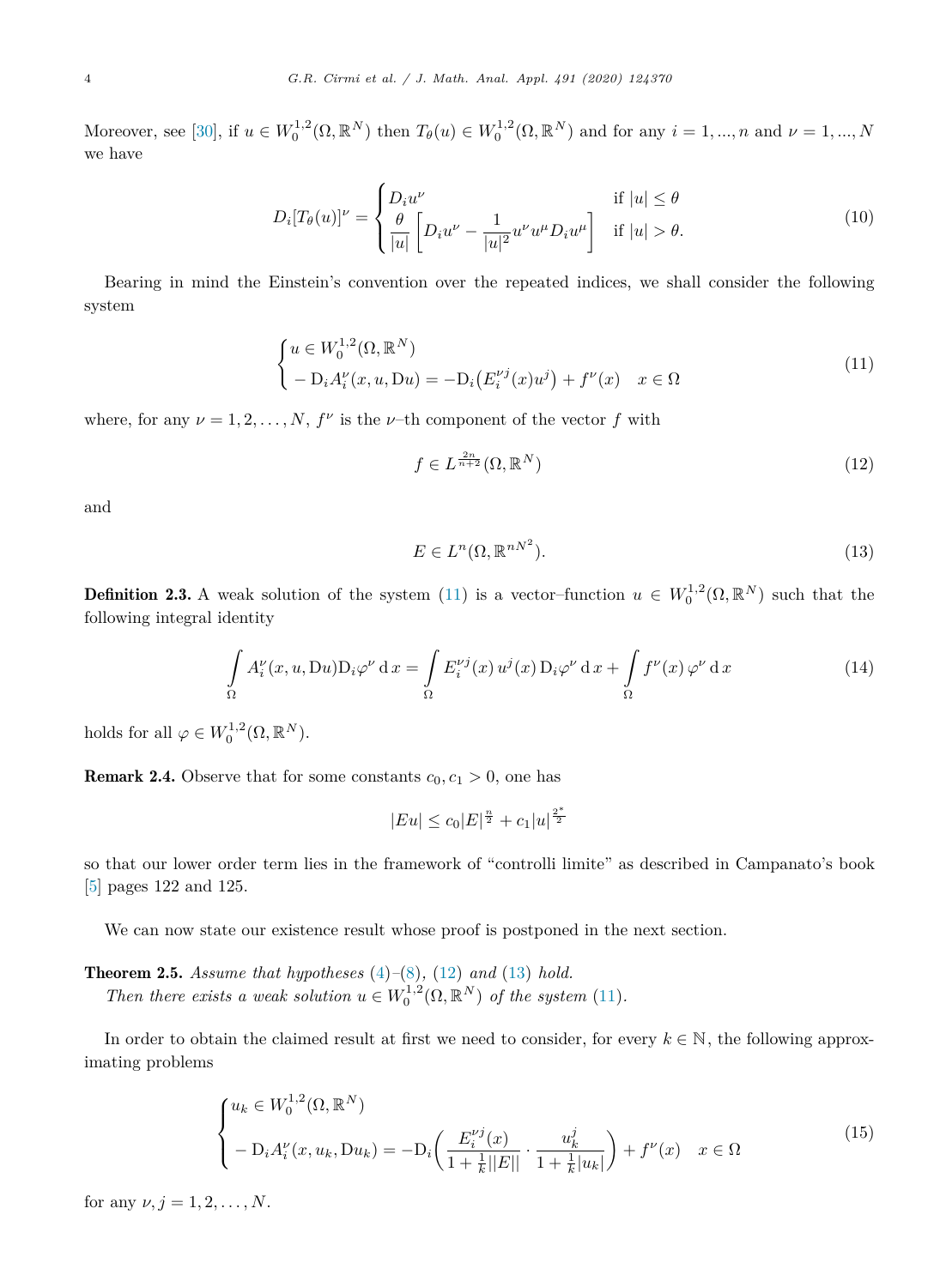Moreover, see [30], if $u \in W_0^{1,2}(\Omega, \mathbb{R}^N)$ then $T_\theta(u) \in W_0^{1,2}(\Omega, \mathbb{R}^N)$ and for any $i = 1, ..., n$ and $\nu = 1, ..., N$ we have

$$
D_i[T_\theta(u)]^\nu = \begin{cases} D_i u^\nu & \text{if } |u| \le \theta \\ \dfrac{\theta}{|u|}\left[ D_i u^\nu - \dfrac{1}{|u|^2} u^\nu u^\mu D_i u^\mu \right] & \text{if } |u| > \theta. \end{cases} \tag{10}
$$

Bearing in mind the Einstein's convention over the repeated indices, we shall consider the following system

$$
\begin{cases} u \in W_0^{1,2}(\Omega, \mathbb{R}^N) \\ -\mathrm{D}_i A_i^\nu(x, u, \mathrm{D}u) = -\mathrm{D}_i\big(E_i^{\nu j}(x) u^j\big) + f^\nu(x) \quad x \in \Omega \end{cases} \tag{11}
$$

where, for any $\nu = 1, 2, \ldots, N$, $f^\nu$ is the $\nu$–th component of the vector $f$ with

$$
f \in L^{\frac{2n}{n+2}}(\Omega, \mathbb{R}^N) \tag{12}
$$

and

$$
E \in L^n(\Omega, \mathbb{R}^{nN^2}). \tag{13}
$$

**Definition 2.3.** A weak solution of the system (11) is a vector–function $u \in W_0^{1,2}(\Omega, \mathbb{R}^N)$ such that the following integral identity

$$
\int_\Omega A_i^\nu(x, u, \mathrm{D}u) \mathrm{D}_i \varphi^\nu \,\mathrm{d}\,x = \int_\Omega E_i^{\nu j}(x)\, u^j(x)\, \mathrm{D}_i \varphi^\nu \,\mathrm{d}\,x + \int_\Omega f^\nu(x)\, \varphi^\nu \,\mathrm{d}\,x \tag{14}
$$

holds for all $\varphi \in W_0^{1,2}(\Omega, \mathbb{R}^N)$.

**Remark 2.4.** Observe that for some constants $c_0, c_1 > 0$, one has

$$
|Eu| \le c_0 |E|^{\frac{n}{2}} + c_1 |u|^{\frac{2^*}{2}}
$$

so that our lower order term lies in the framework of "controlli limite" as described in Campanato's book [5] pages 122 and 125.

We can now state our existence result whose proof is postponed in the next section.

**Theorem 2.5.** *Assume that hypotheses (4)–(8), (12) and (13) hold.*
*Then there exists a weak solution $u \in W_0^{1,2}(\Omega, \mathbb{R}^N)$ of the system (11).*

In order to obtain the claimed result at first we need to consider, for every $k \in \mathbb{N}$, the following approximating problems

$$
\begin{cases} u_k \in W_0^{1,2}(\Omega, \mathbb{R}^N) \\ -\mathrm{D}_i A_i^\nu(x, u_k, \mathrm{D}u_k) = -\mathrm{D}_i\left( \dfrac{E_i^{\nu j}(x)}{1 + \frac{1}{k}||E||} \cdot \dfrac{u_k^j}{1 + \frac{1}{k}|u_k|} \right) + f^\nu(x) \quad x \in \Omega \end{cases} \tag{15}
$$

for any $\nu, j = 1, 2, \ldots, N$.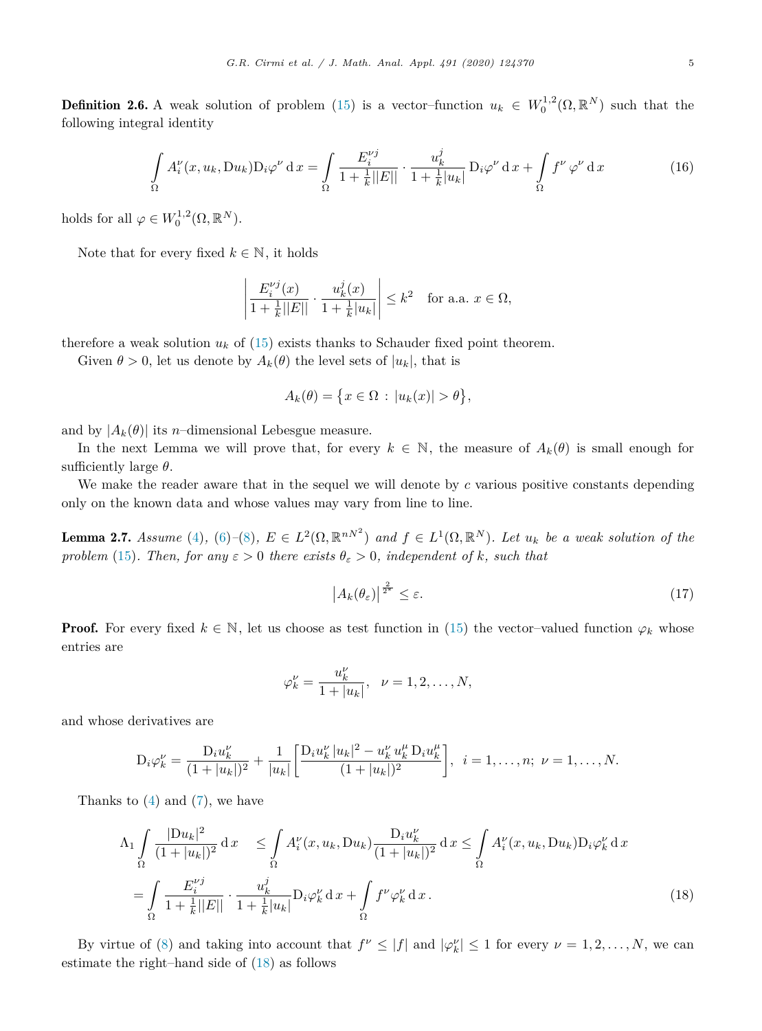**Definition 2.6.** A weak solution of problem (15) is a vector–function $u_k \in W_0^{1,2}(\Omega, \mathbb{R}^N)$ such that the following integral identity

$$\int_\Omega A_i^\nu(x, u_k, \mathrm{D}u_k)\mathrm{D}_i\varphi^\nu \,\mathrm{d}\,x = \int_\Omega \frac{E_i^{\nu j}}{1+\frac{1}{k}||E||} \cdot \frac{u_k^j}{1+\frac{1}{k}|u_k|}\,\mathrm{D}_i\varphi^\nu \,\mathrm{d}\,x + \int_\Omega f^\nu\,\varphi^\nu \,\mathrm{d}\,x \tag{16}$$

holds for all $\varphi \in W_0^{1,2}(\Omega, \mathbb{R}^N)$.

Note that for every fixed $k \in \mathbb{N}$, it holds

$$\left|\frac{E_i^{\nu j}(x)}{1+\frac{1}{k}||E||} \cdot \frac{u_k^j(x)}{1+\frac{1}{k}|u_k|}\right| \le k^2 \quad \text{for a.a. } x \in \Omega,$$

therefore a weak solution $u_k$ of (15) exists thanks to Schauder fixed point theorem.

Given $\theta > 0$, let us denote by $A_k(\theta)$ the level sets of $|u_k|$, that is

$$A_k(\theta) = \big\{x \in \Omega \,:\, |u_k(x)| > \theta\big\},$$

and by $|A_k(\theta)|$ its $n$–dimensional Lebesgue measure.

In the next Lemma we will prove that, for every $k \in \mathbb{N}$, the measure of $A_k(\theta)$ is small enough for sufficiently large $\theta$.

We make the reader aware that in the sequel we will denote by $c$ various positive constants depending only on the known data and whose values may vary from line to line.

**Lemma 2.7.** *Assume (4), (6)–(8), $E \in L^2(\Omega, \mathbb{R}^{nN^2})$ and $f \in L^1(\Omega, \mathbb{R}^N)$. Let $u_k$ be a weak solution of the problem (15). Then, for any $\varepsilon > 0$ there exists $\theta_\varepsilon > 0$, independent of $k$, such that*

$$\big|A_k(\theta_\varepsilon)\big|^{\frac{2}{2^*}} \le \varepsilon. \tag{17}$$

**Proof.** For every fixed $k \in \mathbb{N}$, let us choose as test function in (15) the vector–valued function $\varphi_k$ whose entries are

$$\varphi_k^\nu = \frac{u_k^\nu}{1+|u_k|}, \quad \nu = 1, 2, \ldots, N,$$

and whose derivatives are

$$\mathrm{D}_i\varphi_k^\nu = \frac{\mathrm{D}_i u_k^\nu}{(1+|u_k|)^2} + \frac{1}{|u_k|}\left[\frac{\mathrm{D}_i u_k^\nu\,|u_k|^2 - u_k^\nu\,u_k^\mu\,\mathrm{D}_i u_k^\mu}{(1+|u_k|)^2}\right], \;\; i = 1, \ldots, n;\; \nu = 1, \ldots, N.$$

Thanks to (4) and (7), we have

$$\begin{aligned}
\Lambda_1 \int_\Omega \frac{|\mathrm{D}u_k|^2}{(1+|u_k|)^2}\,\mathrm{d}\,x \quad &\le \int_\Omega A_i^\nu(x, u_k, \mathrm{D}u_k)\frac{\mathrm{D}_i u_k^\nu}{(1+|u_k|)^2}\,\mathrm{d}\,x \le \int_\Omega A_i^\nu(x, u_k, \mathrm{D}u_k)\mathrm{D}_i\varphi_k^\nu \,\mathrm{d}\,x \\
= \int_\Omega \frac{E_i^{\nu j}}{1+\frac{1}{k}||E||} &\cdot \frac{u_k^j}{1+\frac{1}{k}|u_k|}\mathrm{D}_i\varphi_k^\nu \,\mathrm{d}\,x + \int_\Omega f^\nu\varphi_k^\nu \,\mathrm{d}\,x\,.
\end{aligned} \tag{18}$$

By virtue of (8) and taking into account that $f^\nu \le |f|$ and $|\varphi_k^\nu| \le 1$ for every $\nu = 1, 2, \ldots, N$, we can estimate the right–hand side of (18) as follows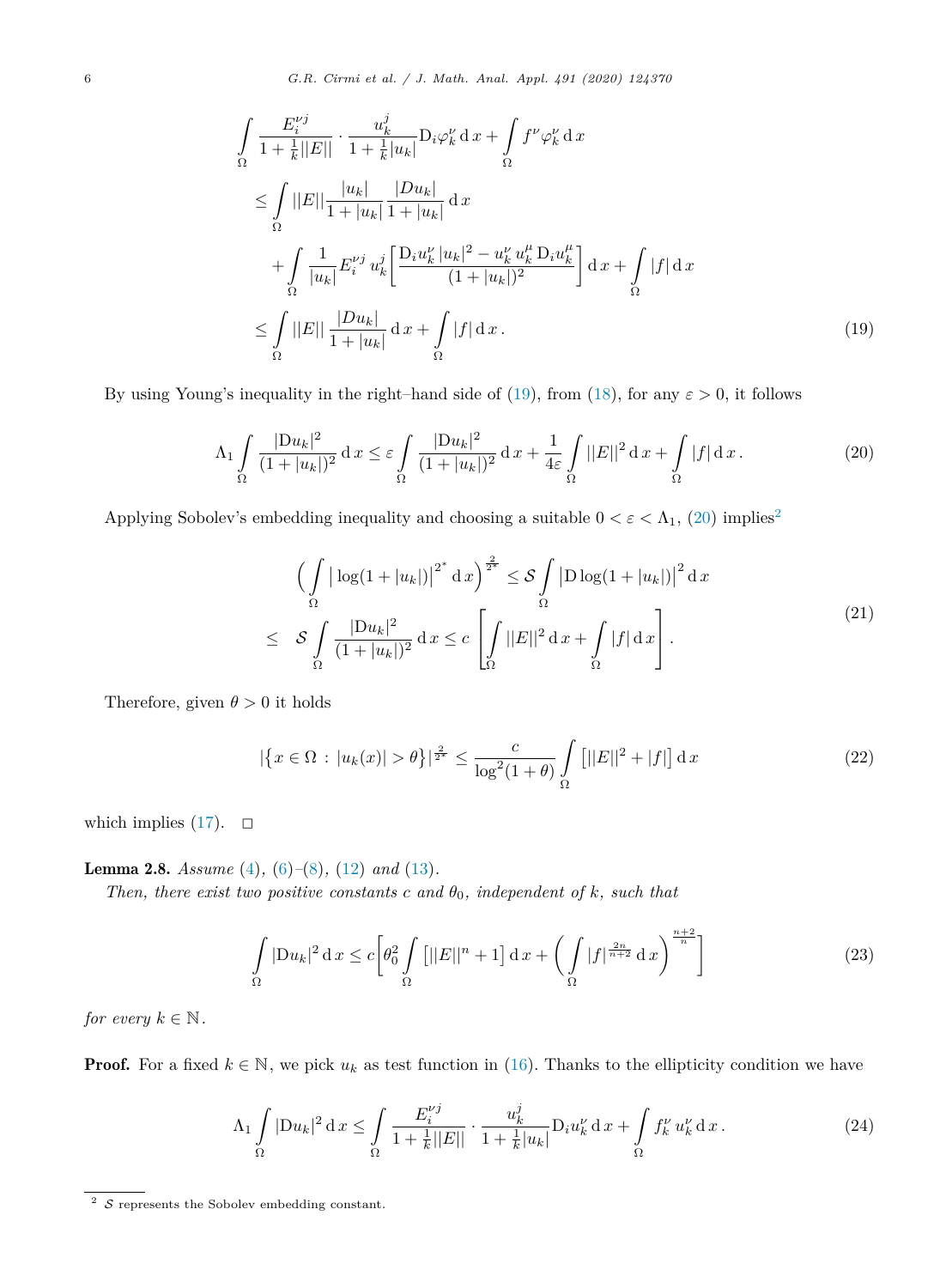$$
\begin{aligned}
&\int_\Omega \frac{E_i^{\nu j}}{1+\frac{1}{k}||E||}\cdot\frac{u_k^j}{1+\frac{1}{k}|u_k|}\mathrm{D}_i\varphi_k^\nu\,\mathrm{d}\,x+\int_\Omega f^\nu\varphi_k^\nu\,\mathrm{d}\,x\\
&\quad\le\int_\Omega ||E||\frac{|u_k|}{1+|u_k|}\frac{|Du_k|}{1+|u_k|}\,\mathrm{d}\,x\\
&\quad\quad+\int_\Omega\frac{1}{|u_k|}E_i^{\nu j}\,u_k^j\left[\frac{\mathrm{D}_i u_k^\nu\,|u_k|^2-u_k^\nu\,u_k^\mu\,\mathrm{D}_i u_k^\mu}{(1+|u_k|)^2}\right]\mathrm{d}\,x+\int_\Omega|f|\,\mathrm{d}\,x\\
&\quad\le\int_\Omega||E||\,\frac{|Du_k|}{1+|u_k|}\,\mathrm{d}\,x+\int_\Omega|f|\,\mathrm{d}\,x\,.
\end{aligned}
\tag{19}
$$

By using Young's inequality in the right–hand side of (19), from (18), for any $\varepsilon>0$, it follows

$$
\Lambda_1\int_\Omega\frac{|\mathrm{D}u_k|^2}{(1+|u_k|)^2}\,\mathrm{d}\,x\le\varepsilon\int_\Omega\frac{|\mathrm{D}u_k|^2}{(1+|u_k|)^2}\,\mathrm{d}\,x+\frac{1}{4\varepsilon}\int_\Omega||E||^2\,\mathrm{d}\,x+\int_\Omega|f|\,\mathrm{d}\,x\,.
\tag{20}
$$

Applying Sobolev's embedding inequality and choosing a suitable $0<\varepsilon<\Lambda_1$, (20) implies[2]

$$
\begin{aligned}
&\Big(\int_\Omega\big|\log(1+|u_k|)\big|^{2^*}\,\mathrm{d}\,x\Big)^{\frac{2}{2^*}}\le\mathcal{S}\int_\Omega\big|\mathrm{D}\log(1+|u_k|)\big|^2\,\mathrm{d}\,x\\
&\le\ \ \mathcal{S}\int_\Omega\frac{|\mathrm{D}u_k|^2}{(1+|u_k|)^2}\,\mathrm{d}\,x\le c\left[\int_\Omega||E||^2\,\mathrm{d}\,x+\int_\Omega|f|\,\mathrm{d}\,x\right].
\end{aligned}
\tag{21}
$$

Therefore, given $\theta>0$ it holds

$$
|\{x\in\Omega\,:\,|u_k(x)|>\theta\}|^{\frac{2}{2^*}}\le\frac{c}{\log^2(1+\theta)}\int_\Omega\big[||E||^2+|f|\big]\,\mathrm{d}\,x
\tag{22}
$$

which implies (17). $\square$

**Lemma 2.8.** *Assume (4), (6)–(8), (12) and (13).*

*Then, there exist two positive constants $c$ and $\theta_0$, independent of $k$, such that*

$$
\int_\Omega|\mathrm{D}u_k|^2\,\mathrm{d}\,x\le c\bigg[\theta_0^2\int_\Omega\big[||E||^n+1\big]\,\mathrm{d}\,x+\bigg(\int_\Omega|f|^{\frac{2n}{n+2}}\,\mathrm{d}\,x\bigg)^{\frac{n+2}{n}}\bigg]
\tag{23}
$$

*for every $k\in\mathbb{N}$.*

**Proof.** For a fixed $k\in\mathbb{N}$, we pick $u_k$ as test function in (16). Thanks to the ellipticity condition we have

$$
\Lambda_1\int_\Omega|\mathrm{D}u_k|^2\,\mathrm{d}\,x\le\int_\Omega\frac{E_i^{\nu j}}{1+\frac{1}{k}||E||}\cdot\frac{u_k^j}{1+\frac{1}{k}|u_k|}\mathrm{D}_i u_k^\nu\,\mathrm{d}\,x+\int_\Omega f_k^\nu\,u_k^\nu\,\mathrm{d}\,x\,.
\tag{24}
$$

[2] $\mathcal{S}$ represents the Sobolev embedding constant.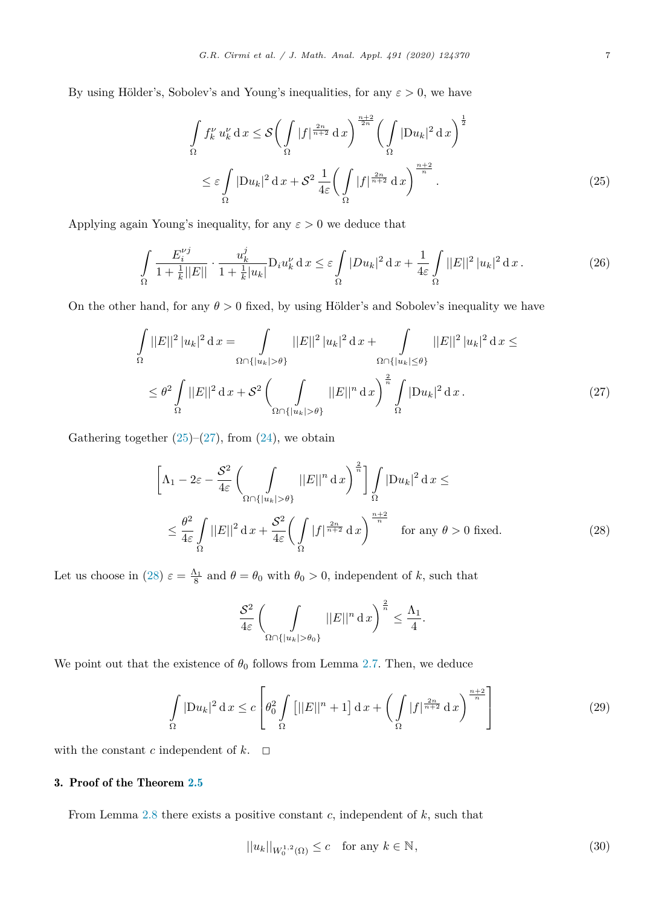By using Hölder's, Sobolev's and Young's inequalities, for any $\varepsilon > 0$, we have

$$\begin{aligned}\int_\Omega f_k^\nu \, u_k^\nu \,\mathrm{d}\,x &\le \mathcal{S}\Bigg(\int_\Omega |f|^{\frac{2n}{n+2}}\,\mathrm{d}\,x\Bigg)^{\frac{n+2}{2n}}\Bigg(\int_\Omega |\mathrm{D}u_k|^2\,\mathrm{d}\,x\Bigg)^{\frac12}\\
&\le \varepsilon\int_\Omega |\mathrm{D}u_k|^2\,\mathrm{d}\,x + \mathcal{S}^2\,\frac{1}{4\varepsilon}\Bigg(\int_\Omega |f|^{\frac{2n}{n+2}}\,\mathrm{d}\,x\Bigg)^{\frac{n+2}{n}}.\end{aligned} \tag{25}$$

Applying again Young's inequality, for any $\varepsilon > 0$ we deduce that

$$\int_\Omega \frac{E_i^{\nu j}}{1+\frac1k||E||}\cdot\frac{u_k^j}{1+\frac1k|u_k|}\mathrm{D}_i u_k^\nu\,\mathrm{d}\,x \le \varepsilon\int_\Omega |Du_k|^2\,\mathrm{d}\,x + \frac{1}{4\varepsilon}\int_\Omega ||E||^2\,|u_k|^2\,\mathrm{d}\,x\,. \tag{26}$$

On the other hand, for any $\theta > 0$ fixed, by using Hölder's and Sobolev's inequality we have

$$\begin{aligned}\int_\Omega ||E||^2\,|u_k|^2\,\mathrm{d}\,x &= \int_{\Omega\cap\{|u_k|>\theta\}} ||E||^2\,|u_k|^2\,\mathrm{d}\,x + \int_{\Omega\cap\{|u_k|\le\theta\}} ||E||^2\,|u_k|^2\,\mathrm{d}\,x \le\\
&\le \theta^2\int_\Omega ||E||^2\,\mathrm{d}\,x + \mathcal{S}^2\Bigg(\int_{\Omega\cap\{|u_k|>\theta\}} ||E||^n\,\mathrm{d}\,x\Bigg)^{\frac2n}\int_\Omega |\mathrm{D}u_k|^2\,\mathrm{d}\,x\,.\end{aligned} \tag{27}$$

Gathering together (25)–(27), from (24), we obtain

$$\begin{aligned}&\Bigg[\Lambda_1 - 2\varepsilon - \frac{\mathcal{S}^2}{4\varepsilon}\Bigg(\int_{\Omega\cap\{|u_k|>\theta\}} ||E||^n\,\mathrm{d}\,x\Bigg)^{\frac2n}\Bigg]\int_\Omega |\mathrm{D}u_k|^2\,\mathrm{d}\,x \le\\
&\le \frac{\theta^2}{4\varepsilon}\int_\Omega ||E||^2\,\mathrm{d}\,x + \frac{\mathcal{S}^2}{4\varepsilon}\Bigg(\int_\Omega |f|^{\frac{2n}{n+2}}\,\mathrm{d}\,x\Bigg)^{\frac{n+2}{n}} \quad \text{for any } \theta > 0 \text{ fixed.}\end{aligned} \tag{28}$$

Let us choose in (28) $\varepsilon = \frac{\Lambda_1}{8}$ and $\theta = \theta_0$ with $\theta_0 > 0$, independent of $k$, such that

$$\frac{\mathcal{S}^2}{4\varepsilon}\Bigg(\int_{\Omega\cap\{|u_k|>\theta_0\}} ||E||^n\,\mathrm{d}\,x\Bigg)^{\frac2n} \le \frac{\Lambda_1}{4}.$$

We point out that the existence of $\theta_0$ follows from Lemma 2.7. Then, we deduce

$$\int_\Omega |\mathrm{D}u_k|^2\,\mathrm{d}\,x \le c\Bigg[\theta_0^2\int_\Omega \big[||E||^n + 1\big]\,\mathrm{d}\,x + \Bigg(\int_\Omega |f|^{\frac{2n}{n+2}}\,\mathrm{d}\,x\Bigg)^{\frac{n+2}{n}}\Bigg] \tag{29}$$

with the constant $c$ independent of $k$. $\square$

## 3. Proof of the Theorem 2.5

From Lemma 2.8 there exists a positive constant $c$, independent of $k$, such that

$$||u_k||_{W_0^{1,2}(\Omega)} \le c \quad \text{for any } k \in \mathbb{N}, \tag{30}$$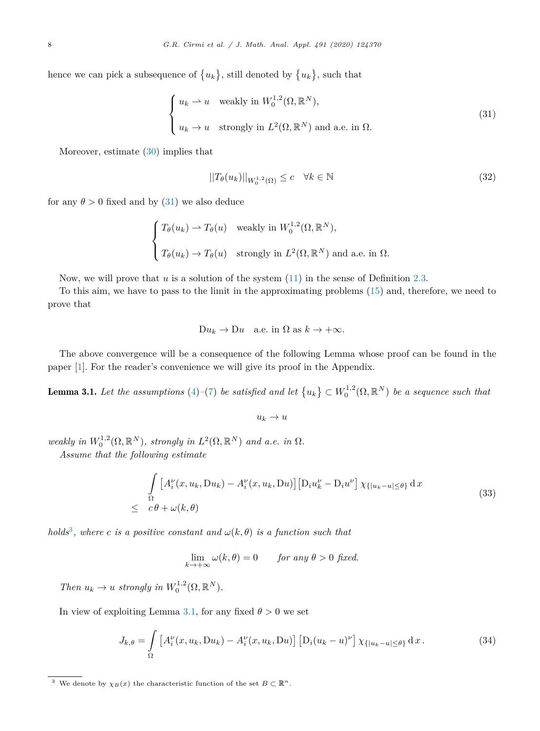hence we can pick a subsequence of $\{u_k\}$, still denoted by $\{u_k\}$, such that

$$\begin{cases} u_k \rightharpoonup u & \text{weakly in } W_0^{1,2}(\Omega, \mathbb{R}^N), \\ \\ u_k \to u & \text{strongly in } L^2(\Omega, \mathbb{R}^N) \text{ and a.e. in } \Omega. \end{cases} \tag{31}$$

Moreover, estimate (30) implies that

$$||T_\theta(u_k)||_{W_0^{1,2}(\Omega)} \leq c \quad \forall k \in \mathbb{N} \tag{32}$$

for any $\theta > 0$ fixed and by (31) we also deduce

$$\begin{cases} T_\theta(u_k) \rightharpoonup T_\theta(u) & \text{weakly in } W_0^{1,2}(\Omega, \mathbb{R}^N), \\ \\ T_\theta(u_k) \to T_\theta(u) & \text{strongly in } L^2(\Omega, \mathbb{R}^N) \text{ and a.e. in } \Omega. \end{cases}$$

Now, we will prove that $u$ is a solution of the system (11) in the sense of Definition 2.3.

To this aim, we have to pass to the limit in the approximating problems (15) and, therefore, we need to prove that

$$\mathrm{D}u_k \to \mathrm{D}u \quad \text{a.e. in } \Omega \text{ as } k \to +\infty.$$

The above convergence will be a consequence of the following Lemma whose proof can be found in the paper [1]. For the reader's convenience we will give its proof in the Appendix.

**Lemma 3.1.** *Let the assumptions (4)–(7) be satisfied and let $\{u_k\} \subset W_0^{1,2}(\Omega, \mathbb{R}^N)$ be a sequence such that*

$$u_k \to u$$

*weakly in $W_0^{1,2}(\Omega, \mathbb{R}^N)$, strongly in $L^2(\Omega, \mathbb{R}^N)$ and a.e. in $\Omega$.*

*Assume that the following estimate*

$$\begin{aligned} &\int_\Omega \left[A_i^\nu(x, u_k, \mathrm{D}u_k) - A_i^\nu(x, u_k, \mathrm{D}u)\right]\left[\mathrm{D}_i u_k^\nu - \mathrm{D}_i u^\nu\right] \chi_{\{|u_k - u| \leq \theta\}} \, \mathrm{d}\, x \\ \leq \quad & c\,\theta + \omega(k, \theta) \end{aligned} \tag{33}$$

*holds*[3]*, where $c$ is a positive constant and $\omega(k, \theta)$ is a function such that*

$$\lim_{k \to +\infty} \omega(k, \theta) = 0 \qquad \textit{for any } \theta > 0 \textit{ fixed.}$$

*Then $u_k \to u$ strongly in $W_0^{1,2}(\Omega, \mathbb{R}^N)$.*

In view of exploiting Lemma 3.1, for any fixed $\theta > 0$ we set

$$J_{k,\theta} = \int_\Omega \left[A_i^\nu(x, u_k, \mathrm{D}u_k) - A_i^\nu(x, u_k, \mathrm{D}u)\right] \left[\mathrm{D}_i(u_k - u)^\nu\right] \chi_{\{|u_k - u| \leq \theta\}} \, \mathrm{d}\, x\,. \tag{34}$$

[3] We denote by $\chi_B(x)$ the characteristic function of the set $B \subset \mathbb{R}^n$.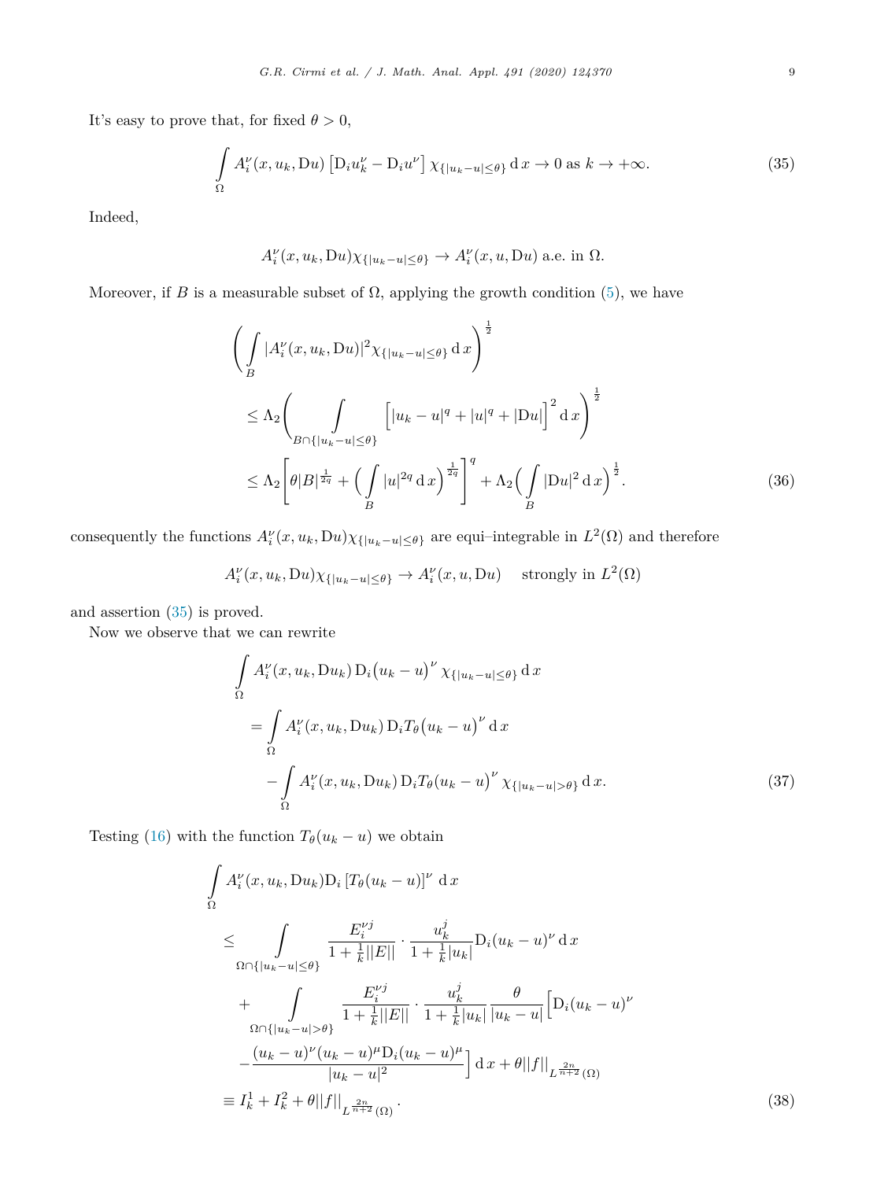It's easy to prove that, for fixed $\theta > 0$,

$$\int_\Omega A_i^\nu(x, u_k, \mathrm{D}u) \left[\mathrm{D}_i u_k^\nu - \mathrm{D}_i u^\nu\right] \chi_{\{|u_k-u|\le\theta\}} \,\mathrm{d}\, x \to 0 \text{ as } k \to +\infty. \tag{35}$$

Indeed,

$$A_i^\nu(x, u_k, \mathrm{D}u)\chi_{\{|u_k-u|\le\theta\}} \to A_i^\nu(x, u, \mathrm{D}u) \text{ a.e. in } \Omega.$$

Moreover, if $B$ is a measurable subset of $\Omega$, applying the growth condition (5), we have

$$\begin{aligned}
&\left(\int_B |A_i^\nu(x, u_k, \mathrm{D}u)|^2 \chi_{\{|u_k-u|\le\theta\}} \,\mathrm{d}\, x\right)^{\frac{1}{2}} \\
&\le \Lambda_2\left(\int_{B\cap\{|u_k-u|\le\theta\}} \Big[|u_k - u|^q + |u|^q + |\mathrm{D}u|\Big]^2 \,\mathrm{d}\, x\right)^{\frac{1}{2}} \\
&\le \Lambda_2\left[\theta|B|^{\frac{1}{2q}} + \Big(\int_B |u|^{2q} \,\mathrm{d}\, x\Big)^{\frac{1}{2q}}\right]^q + \Lambda_2\Big(\int_B |\mathrm{D}u|^2 \,\mathrm{d}\, x\Big)^{\frac{1}{2}}.
\end{aligned} \tag{36}$$

consequently the functions $A_i^\nu(x, u_k, \mathrm{D}u)\chi_{\{|u_k-u|\le\theta\}}$ are equi–integrable in $L^2(\Omega)$ and therefore

$$A_i^\nu(x, u_k, \mathrm{D}u)\chi_{\{|u_k-u|\le\theta\}} \to A_i^\nu(x, u, \mathrm{D}u) \quad \text{strongly in } L^2(\Omega)$$

and assertion (35) is proved.

Now we observe that we can rewrite

$$\begin{aligned}
&\int_\Omega A_i^\nu(x, u_k, \mathrm{D}u_k)\, \mathrm{D}_i\big(u_k - u\big)^\nu \chi_{\{|u_k-u|\le\theta\}} \,\mathrm{d}\, x \\
&= \int_\Omega A_i^\nu(x, u_k, \mathrm{D}u_k)\, \mathrm{D}_i T_\theta\big(u_k - u\big)^\nu \,\mathrm{d}\, x \\
&\quad - \int_\Omega A_i^\nu(x, u_k, \mathrm{D}u_k)\, \mathrm{D}_i T_\theta(u_k - u\big)^\nu \chi_{\{|u_k-u|>\theta\}} \,\mathrm{d}\, x.
\end{aligned} \tag{37}$$

Testing (16) with the function $T_\theta(u_k - u)$ we obtain

$$\begin{aligned}
&\int_\Omega A_i^\nu(x, u_k, \mathrm{D}u_k)\mathrm{D}_i \left[T_\theta(u_k - u)\right]^\nu \,\mathrm{d}\, x \\
&\le \int_{\Omega\cap\{|u_k-u|\le\theta\}} \frac{E_i^{\nu j}}{1 + \frac{1}{k}||E||} \cdot \frac{u_k^j}{1 + \frac{1}{k}|u_k|} \mathrm{D}_i(u_k - u)^\nu \,\mathrm{d}\, x \\
&\quad + \int_{\Omega\cap\{|u_k-u|>\theta\}} \frac{E_i^{\nu j}}{1 + \frac{1}{k}||E||} \cdot \frac{u_k^j}{1 + \frac{1}{k}|u_k|} \frac{\theta}{|u_k - u|}\Big[\mathrm{D}_i(u_k - u)^\nu \\
&\quad - \frac{(u_k - u)^\nu (u_k - u)^\mu \mathrm{D}_i(u_k - u)^\mu}{|u_k - u|^2}\Big] \,\mathrm{d}\, x + \theta||f||_{L^{\frac{2n}{n+2}}(\Omega)} \\
&\equiv I_k^1 + I_k^2 + \theta||f||_{L^{\frac{2n}{n+2}}(\Omega)}.
\end{aligned} \tag{38}$$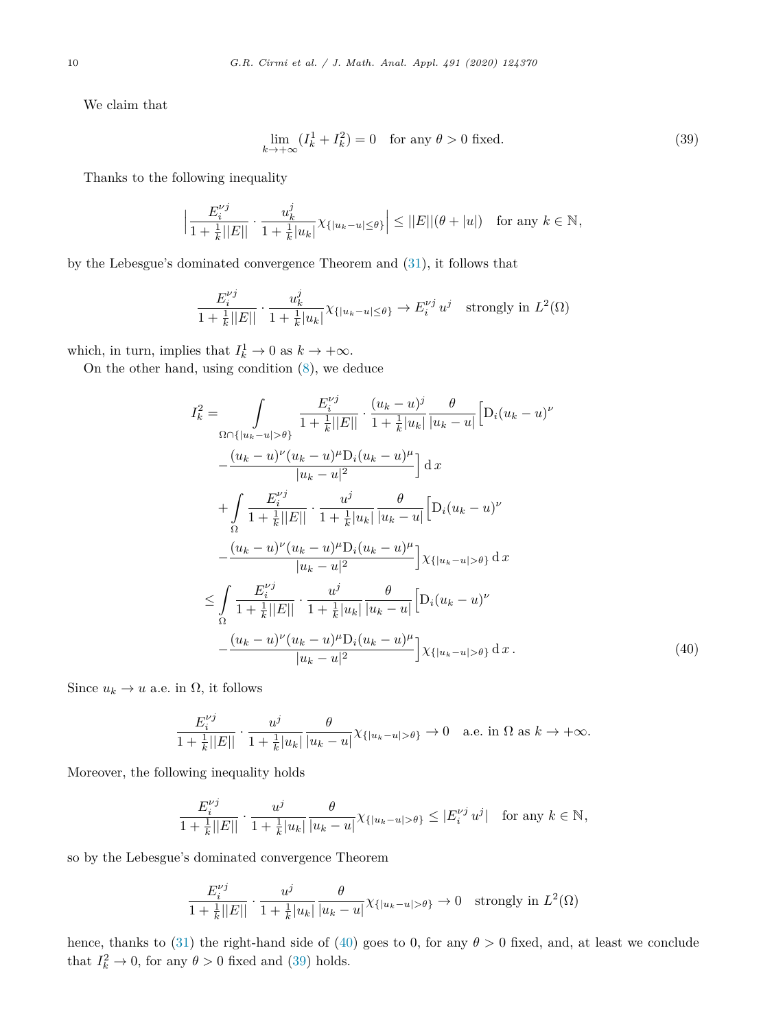We claim that

$$\lim_{k\to+\infty}(I_k^1 + I_k^2) = 0 \quad \text{for any } \theta > 0 \text{ fixed.} \tag{39}$$

Thanks to the following inequality

$$\Big| \frac{E_i^{\nu j}}{1+\frac{1}{k}||E||} \cdot \frac{u_k^j}{1+\frac{1}{k}|u_k|} \chi_{\{|u_k-u|\le\theta\}} \Big| \le ||E||(\theta + |u|) \quad \text{for any } k \in \mathbb{N},$$

by the Lebesgue's dominated convergence Theorem and (31), it follows that

$$\frac{E_i^{\nu j}}{1+\frac{1}{k}||E||} \cdot \frac{u_k^j}{1+\frac{1}{k}|u_k|} \chi_{\{|u_k-u|\le\theta\}} \to E_i^{\nu j}\, u^j \quad \text{strongly in } L^2(\Omega)$$

which, in turn, implies that $I_k^1 \to 0$ as $k \to +\infty$.

On the other hand, using condition (8), we deduce

$$\begin{aligned}
I_k^2 = & \int_{\Omega\cap\{|u_k-u|>\theta\}} \frac{E_i^{\nu j}}{1+\frac{1}{k}||E||} \cdot \frac{(u_k-u)^j}{1+\frac{1}{k}|u_k|} \frac{\theta}{|u_k-u|} \Big[ \mathrm{D}_i(u_k-u)^\nu \\
& - \frac{(u_k-u)^\nu (u_k-u)^\mu \mathrm{D}_i (u_k-u)^\mu}{|u_k-u|^2} \Big] \,\mathrm{d}\,x \\
& + \int_\Omega \frac{E_i^{\nu j}}{1+\frac{1}{k}||E||} \cdot \frac{u^j}{1+\frac{1}{k}|u_k|} \frac{\theta}{|u_k-u|} \Big[ \mathrm{D}_i(u_k-u)^\nu \\
& - \frac{(u_k-u)^\nu (u_k-u)^\mu \mathrm{D}_i (u_k-u)^\mu}{|u_k-u|^2} \Big] \chi_{\{|u_k-u|>\theta\}} \,\mathrm{d}\,x \\
\le & \int_\Omega \frac{E_i^{\nu j}}{1+\frac{1}{k}||E||} \cdot \frac{u^j}{1+\frac{1}{k}|u_k|} \frac{\theta}{|u_k-u|} \Big[ \mathrm{D}_i(u_k-u)^\nu \\
& - \frac{(u_k-u)^\nu (u_k-u)^\mu \mathrm{D}_i (u_k-u)^\mu}{|u_k-u|^2} \Big] \chi_{\{|u_k-u|>\theta\}} \,\mathrm{d}\,x \,.
\end{aligned} \tag{40}$$

Since $u_k \to u$ a.e. in $\Omega$, it follows

$$\frac{E_i^{\nu j}}{1+\frac{1}{k}||E||} \cdot \frac{u^j}{1+\frac{1}{k}|u_k|} \frac{\theta}{|u_k-u|} \chi_{\{|u_k-u|>\theta\}} \to 0 \quad \text{a.e. in } \Omega \text{ as } k \to +\infty.$$

Moreover, the following inequality holds

$$\frac{E_i^{\nu j}}{1+\frac{1}{k}||E||} \cdot \frac{u^j}{1+\frac{1}{k}|u_k|} \frac{\theta}{|u_k-u|} \chi_{\{|u_k-u|>\theta\}} \le |E_i^{\nu j}\, u^j| \quad \text{for any } k \in \mathbb{N},$$

so by the Lebesgue's dominated convergence Theorem

$$\frac{E_i^{\nu j}}{1+\frac{1}{k}||E||} \cdot \frac{u^j}{1+\frac{1}{k}|u_k|} \frac{\theta}{|u_k-u|} \chi_{\{|u_k-u|>\theta\}} \to 0 \quad \text{strongly in } L^2(\Omega)$$

hence, thanks to (31) the right-hand side of (40) goes to 0, for any $\theta > 0$ fixed, and, at least we conclude that $I_k^2 \to 0$, for any $\theta > 0$ fixed and (39) holds.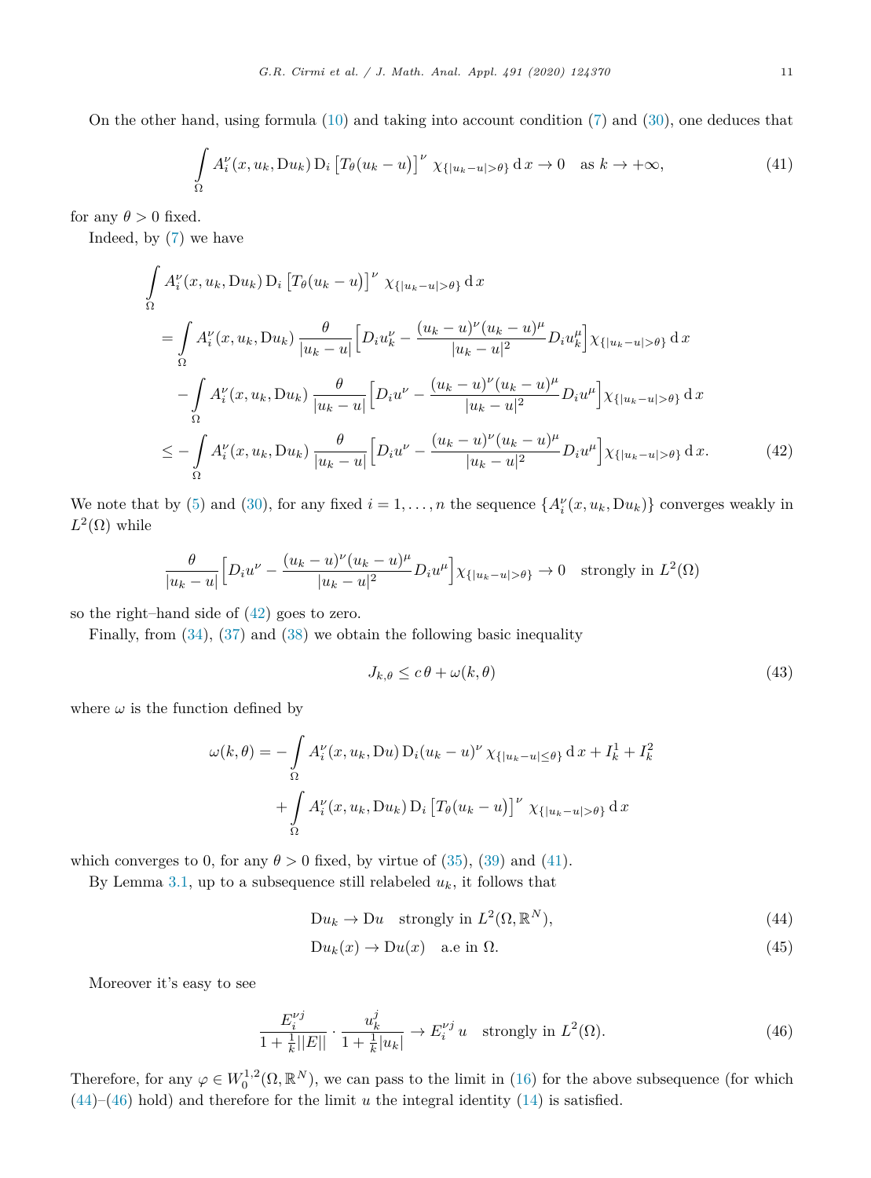On the other hand, using formula (10) and taking into account condition (7) and (30), one deduces that

$$\int_\Omega A_i^\nu(x, u_k, \mathrm{D}u_k)\, \mathrm{D}_i \left[T_\theta(u_k - u)\right]^\nu \chi_{\{|u_k-u|>\theta\}}\, \mathrm{d}\, x \to 0 \quad \text{as } k \to +\infty, \tag{41}$$

for any $\theta > 0$ fixed.

Indeed, by (7) we have

$$\begin{aligned}
&\int_\Omega A_i^\nu(x, u_k, \mathrm{D}u_k)\, \mathrm{D}_i \left[T_\theta(u_k - u)\right]^\nu \chi_{\{|u_k-u|>\theta\}}\, \mathrm{d}\, x \\
&= \int_\Omega A_i^\nu(x, u_k, \mathrm{D}u_k)\, \frac{\theta}{|u_k - u|} \Big[D_i u_k^\nu - \frac{(u_k-u)^\nu (u_k-u)^\mu}{|u_k-u|^2} D_i u_k^\mu\Big] \chi_{\{|u_k-u|>\theta\}}\, \mathrm{d}\, x \\
&\quad - \int_\Omega A_i^\nu(x, u_k, \mathrm{D}u_k)\, \frac{\theta}{|u_k - u|} \Big[D_i u^\nu - \frac{(u_k-u)^\nu (u_k-u)^\mu}{|u_k-u|^2} D_i u^\mu\Big] \chi_{\{|u_k-u|>\theta\}}\, \mathrm{d}\, x \\
&\le - \int_\Omega A_i^\nu(x, u_k, \mathrm{D}u_k)\, \frac{\theta}{|u_k - u|} \Big[D_i u^\nu - \frac{(u_k-u)^\nu (u_k-u)^\mu}{|u_k-u|^2} D_i u^\mu\Big] \chi_{\{|u_k-u|>\theta\}}\, \mathrm{d}\, x.
\end{aligned} \tag{42}$$

We note that by (5) and (30), for any fixed $i = 1, \ldots, n$ the sequence $\{A_i^\nu(x, u_k, \mathrm{D}u_k)\}$ converges weakly in $L^2(\Omega)$ while

$$\frac{\theta}{|u_k - u|} \Big[D_i u^\nu - \frac{(u_k-u)^\nu (u_k-u)^\mu}{|u_k-u|^2} D_i u^\mu\Big] \chi_{\{|u_k-u|>\theta\}} \to 0 \quad \text{strongly in } L^2(\Omega)$$

so the right–hand side of (42) goes to zero.

Finally, from (34), (37) and (38) we obtain the following basic inequality

$$J_{k,\theta} \le c\, \theta + \omega(k, \theta) \tag{43}$$

where $\omega$ is the function defined by

$$\begin{aligned}
\omega(k,\theta) = &- \int_\Omega A_i^\nu(x, u_k, \mathrm{D}u)\, \mathrm{D}_i (u_k - u)^\nu \chi_{\{|u_k-u|\le\theta\}}\, \mathrm{d}\, x + I_k^1 + I_k^2 \\
&+ \int_\Omega A_i^\nu(x, u_k, \mathrm{D}u_k)\, \mathrm{D}_i \left[T_\theta(u_k - u)\right]^\nu \chi_{\{|u_k-u|>\theta\}}\, \mathrm{d}\, x
\end{aligned}$$

which converges to 0, for any $\theta > 0$ fixed, by virtue of (35), (39) and (41).

By Lemma 3.1, up to a subsequence still relabeled $u_k$, it follows that

$$\mathrm{D}u_k \to \mathrm{D}u \quad \text{strongly in } L^2(\Omega, \mathbb{R}^N), \tag{44}$$

$$\mathrm{D}u_k(x) \to \mathrm{D}u(x) \quad \text{a.e in } \Omega. \tag{45}$$

Moreover it's easy to see

$$\frac{E_i^{\nu j}}{1 + \frac{1}{k}||E||} \cdot \frac{u_k^j}{1 + \frac{1}{k}|u_k|} \to E_i^{\nu j}\, u \quad \text{strongly in } L^2(\Omega). \tag{46}$$

Therefore, for any $\varphi \in W_0^{1,2}(\Omega, \mathbb{R}^N)$, we can pass to the limit in (16) for the above subsequence (for which (44)–(46) hold) and therefore for the limit $u$ the integral identity (14) is satisfied.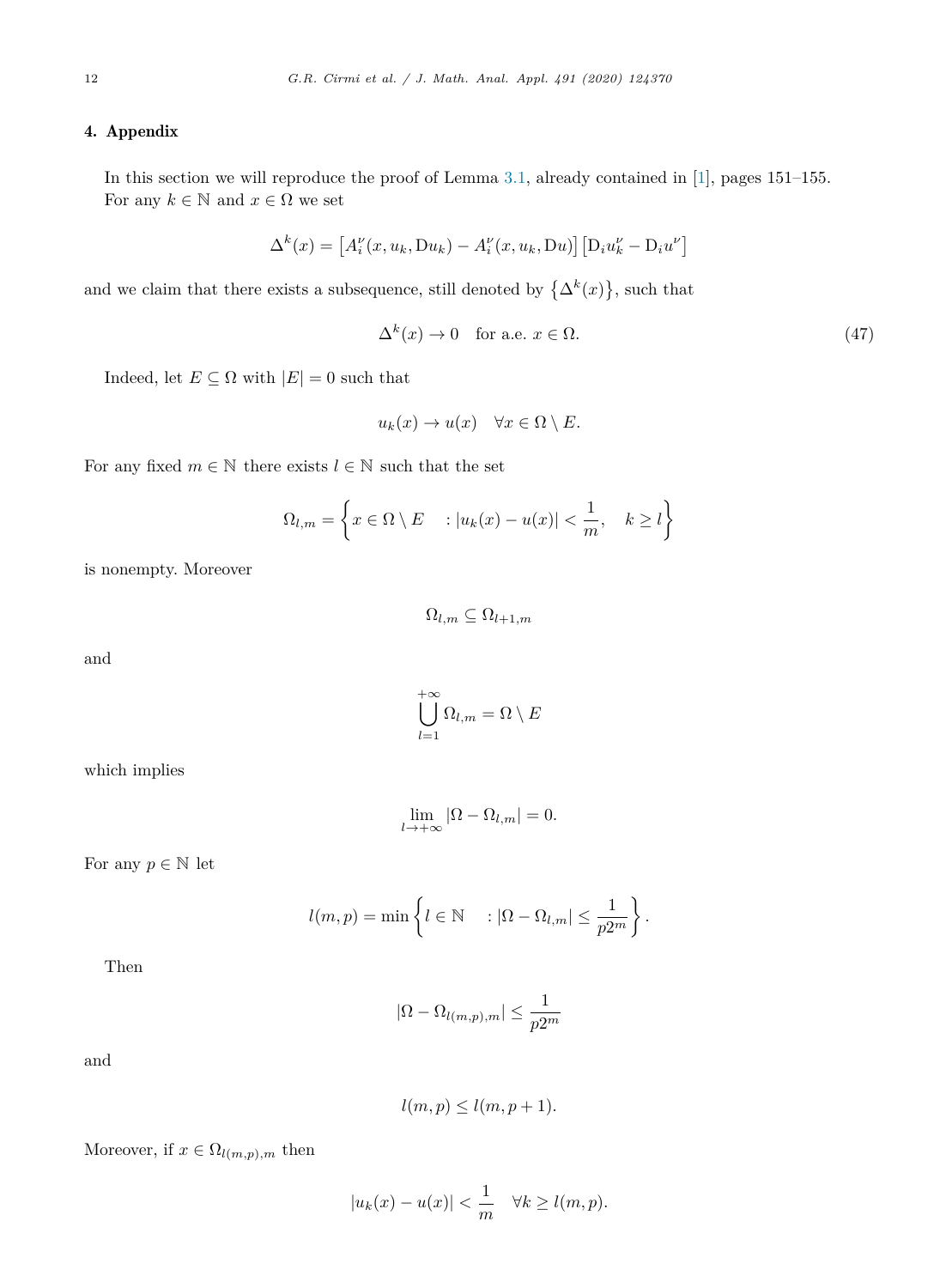## 4. Appendix

In this section we will reproduce the proof of Lemma 3.1, already contained in [1], pages 151–155.
For any $k \in \mathbb{N}$ and $x \in \Omega$ we set

$$\Delta^k(x) = \left[A_i^\nu(x, u_k, \mathrm{D}u_k) - A_i^\nu(x, u_k, \mathrm{D}u)\right]\left[\mathrm{D}_i u_k^\nu - \mathrm{D}_i u^\nu\right]$$

and we claim that there exists a subsequence, still denoted by $\left\{\Delta^k(x)\right\}$, such that

$$\Delta^k(x) \to 0 \quad \text{for a.e. } x \in \Omega. \tag{47}$$

Indeed, let $E \subseteq \Omega$ with $|E| = 0$ such that

$$u_k(x) \to u(x) \quad \forall x \in \Omega \setminus E.$$

For any fixed $m \in \mathbb{N}$ there exists $l \in \mathbb{N}$ such that the set

$$\Omega_{l,m} = \left\{ x \in \Omega \setminus E \quad : |u_k(x) - u(x)| < \frac{1}{m}, \quad k \geq l \right\}$$

is nonempty. Moreover

$$\Omega_{l,m} \subseteq \Omega_{l+1,m}$$

and

$$\bigcup_{l=1}^{+\infty} \Omega_{l,m} = \Omega \setminus E$$

which implies

$$\lim_{l \to +\infty} |\Omega - \Omega_{l,m}| = 0.$$

For any $p \in \mathbb{N}$ let

$$l(m,p) = \min \left\{ l \in \mathbb{N} \quad : |\Omega - \Omega_{l,m}| \leq \frac{1}{p 2^m} \right\}.$$

Then

$$|\Omega - \Omega_{l(m,p),m}| \leq \frac{1}{p 2^m}$$

and

$$l(m,p) \leq l(m,p+1).$$

Moreover, if $x \in \Omega_{l(m,p),m}$ then

$$|u_k(x) - u(x)| < \frac{1}{m} \quad \forall k \geq l(m,p).$$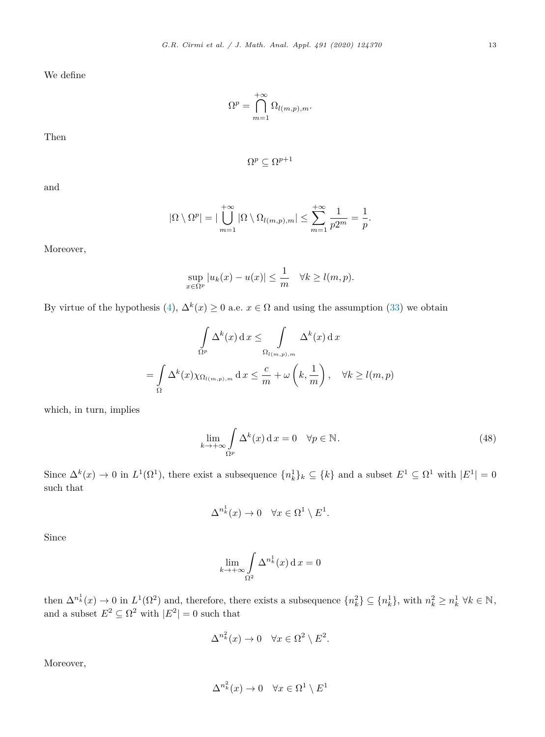We define

$$\Omega^p = \bigcap_{m=1}^{+\infty} \Omega_{l(m,p),m}.$$

Then

$$\Omega^p \subseteq \Omega^{p+1}$$

and

$$|\Omega \setminus \Omega^p| = |\bigcup_{m=1}^{+\infty} |\Omega \setminus \Omega_{l(m,p),m}| \leq \sum_{m=1}^{+\infty} \frac{1}{p2^m} = \frac{1}{p}.$$

Moreover,

$$\sup_{x\in\Omega^p} |u_k(x) - u(x)| \leq \frac{1}{m} \quad \forall k \geq l(m,p).$$

By virtue of the hypothesis (4), $\Delta^k(x) \geq 0$ a.e. $x \in \Omega$ and using the assumption (33) we obtain

$$\int_{\Omega^p} \Delta^k(x)\,\mathrm{d}\,x \leq \int_{\Omega_{l(m,p),m}} \Delta^k(x)\,\mathrm{d}\,x$$

$$= \int_{\Omega} \Delta^k(x)\chi_{\Omega_{l(m,p),m}}\,\mathrm{d}\,x \leq \frac{c}{m} + \omega\left(k, \frac{1}{m}\right), \quad \forall k \geq l(m,p)$$

which, in turn, implies

$$\lim_{k\to+\infty} \int_{\Omega^p} \Delta^k(x)\,\mathrm{d}\,x = 0 \quad \forall p \in \mathbb{N}. \tag{48}$$

Since $\Delta^k(x) \to 0$ in $L^1(\Omega^1)$, there exist a subsequence $\{n_k^1\}_k \subseteq \{k\}$ and a subset $E^1 \subseteq \Omega^1$ with $|E^1| = 0$ such that

$$\Delta^{n_k^1}(x) \to 0 \quad \forall x \in \Omega^1 \setminus E^1.$$

Since

$$\lim_{k\to+\infty} \int_{\Omega^2} \Delta^{n_k^1}(x)\,\mathrm{d}\,x = 0$$

then $\Delta^{n_k^1}(x) \to 0$ in $L^1(\Omega^2)$ and, therefore, there exists a subsequence $\{n_k^2\} \subseteq \{n_k^1\}$, with $n_k^2 \geq n_k^1$ $\forall k \in \mathbb{N}$, and a subset $E^2 \subseteq \Omega^2$ with $|E^2| = 0$ such that

$$\Delta^{n_k^2}(x) \to 0 \quad \forall x \in \Omega^2 \setminus E^2.$$

Moreover,

$$\Delta^{n_k^2}(x) \to 0 \quad \forall x \in \Omega^1 \setminus E^1$$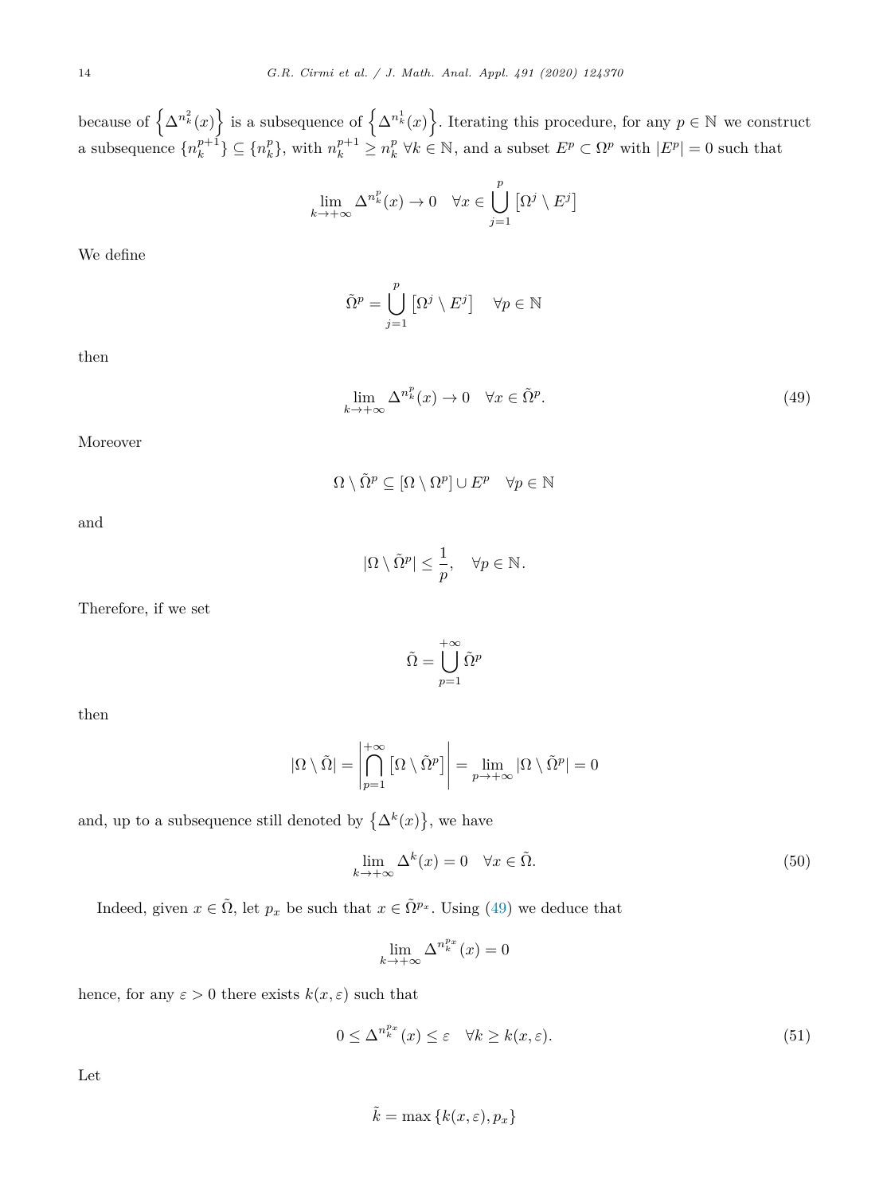because of $\left\{\Delta^{n_k^2}(x)\right\}$ is a subsequence of $\left\{\Delta^{n_k^1}(x)\right\}$. Iterating this procedure, for any $p \in \mathbb{N}$ we construct a subsequence $\{n_k^{p+1}\} \subseteq \{n_k^p\}$, with $n_k^{p+1} \geq n_k^p \ \forall k \in \mathbb{N}$, and a subset $E^p \subset \Omega^p$ with $|E^p| = 0$ such that

$$\lim_{k\to+\infty} \Delta^{n_k^p}(x) \to 0 \quad \forall x \in \bigcup_{j=1}^{p} \left[\Omega^j \setminus E^j\right]$$

We define

$$\tilde{\Omega}^p = \bigcup_{j=1}^{p} \left[\Omega^j \setminus E^j\right] \quad \forall p \in \mathbb{N}$$

then

$$\lim_{k\to+\infty} \Delta^{n_k^p}(x) \to 0 \quad \forall x \in \tilde{\Omega}^p. \tag{49}$$

Moreover

$$\Omega \setminus \tilde{\Omega}^p \subseteq [\Omega \setminus \Omega^p] \cup E^p \quad \forall p \in \mathbb{N}$$

and

$$|\Omega \setminus \tilde{\Omega}^p| \leq \frac{1}{p}, \quad \forall p \in \mathbb{N}.$$

Therefore, if we set

$$\tilde{\Omega} = \bigcup_{p=1}^{+\infty} \tilde{\Omega}^p$$

then

$$|\Omega \setminus \tilde{\Omega}| = \left|\bigcap_{p=1}^{+\infty} \left[\Omega \setminus \tilde{\Omega}^p\right]\right| = \lim_{p\to+\infty} |\Omega \setminus \tilde{\Omega}^p| = 0$$

and, up to a subsequence still denoted by $\left\{\Delta^k(x)\right\}$, we have

$$\lim_{k\to+\infty} \Delta^k(x) = 0 \quad \forall x \in \tilde{\Omega}. \tag{50}$$

Indeed, given $x \in \tilde{\Omega}$, let $p_x$ be such that $x \in \tilde{\Omega}^{p_x}$. Using (49) we deduce that

$$\lim_{k\to+\infty} \Delta^{n_k^{p_x}}(x) = 0$$

hence, for any $\varepsilon > 0$ there exists $k(x,\varepsilon)$ such that

$$0 \leq \Delta^{n_k^{p_x}}(x) \leq \varepsilon \quad \forall k \geq k(x,\varepsilon). \tag{51}$$

Let

$$\tilde{k} = \max\left\{k(x,\varepsilon), p_x\right\}$$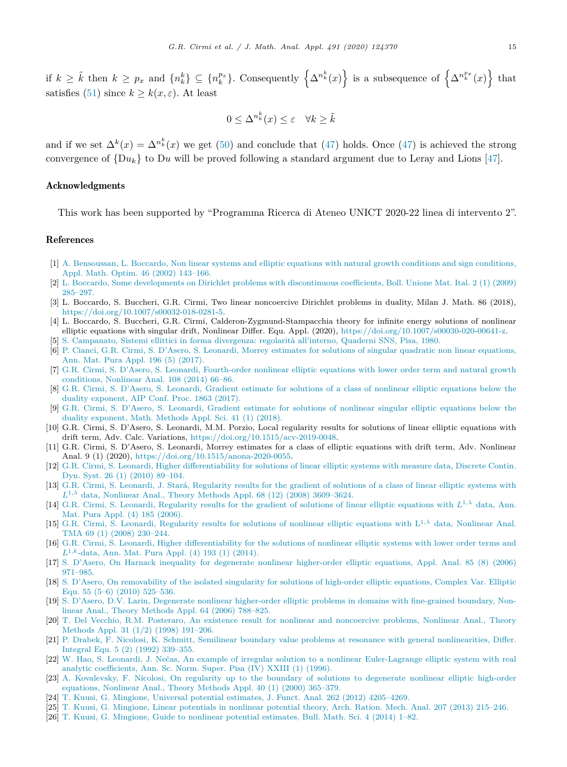if $k \geq \tilde{k}$ then $k \geq p_x$ and $\{n_k^k\} \subseteq \{n_k^{p_x}\}$. Consequently $\left\{\Delta^{n_k^k}(x)\right\}$ is a subsequence of $\left\{\Delta^{n_k^{p_x}}(x)\right\}$ that satisfies (51) since $k \geq k(x, \varepsilon)$. At least

$$0 \leq \Delta^{n_k^k}(x) \leq \varepsilon \quad \forall k \geq \tilde{k}$$

and if we set $\Delta^k(x) = \Delta^{n_k^k}(x)$ we get (50) and conclude that (47) holds. Once (47) is achieved the strong convergence of $\{Du_k\}$ to $Du$ will be proved following a standard argument due to Leray and Lions [47].

## Acknowledgments

This work has been supported by "Programma Ricerca di Ateneo UNICT 2020-22 linea di intervento 2".

## References

[1] A. Bensoussan, L. Boccardo, Non linear systems and elliptic equations with natural growth conditions and sign conditions, Appl. Math. Optim. 46 (2002) 143–166.

[2] L. Boccardo, Some developments on Dirichlet problems with discontinuous coefficients, Boll. Unione Mat. Ital. 2 (1) (2009) 285–297.

[3] L. Boccardo, S. Buccheri, G.R. Cirmi, Two linear noncoercive Dirichlet problems in duality, Milan J. Math. 86 (2018), https://doi.org/10.1007/s00032-018-0281-5.

[4] L. Boccardo, S. Buccheri, G.R. Cirmi, Calderon-Zygmund-Stampacchia theory for infinite energy solutions of nonlinear elliptic equations with singular drift, Nonlinear Differ. Equ. Appl. (2020), https://doi.org/10.1007/s00030-020-00641-z.

[5] S. Campanato, Sistemi ellittici in forma divergenza: regolarità all'interno, Quaderni SNS, Pisa, 1980.

[6] P. Cianci, G.R. Cirmi, S. D'Asero, S. Leonardi, Morrey estimates for solutions of singular quadratic non linear equations, Ann. Mat. Pura Appl. 196 (5) (2017).

[7] G.R. Cirmi, S. D'Asero, S. Leonardi, Fourth-order nonlinear elliptic equations with lower order term and natural growth conditions, Nonlinear Anal. 108 (2014) 66–86.

[8] G.R. Cirmi, S. D'Asero, S. Leonardi, Gradient estimate for solutions of a class of nonlinear elliptic equations below the duality exponent, AIP Conf. Proc. 1863 (2017).

[9] G.R. Cirmi, S. D'Asero, S. Leonardi, Gradient estimate for solutions of nonlinear singular elliptic equations below the duality exponent, Math. Methods Appl. Sci. 41 (1) (2018).

[10] G.R. Cirmi, S. D'Asero, S. Leonardi, M.M. Porzio, Local regularity results for solutions of linear elliptic equations with drift term, Adv. Calc. Variations, https://doi.org/10.1515/acv-2019-0048.

[11] G.R. Cirmi, S. D'Asero, S. Leonardi, Morrey estimates for a class of elliptic equations with drift term, Adv. Nonlinear Anal. 9 (1) (2020), https://doi.org/10.1515/anona-2020-0055.

[12] G.R. Cirmi, S. Leonardi, Higher differentiability for solutions of linear elliptic systems with measure data, Discrete Contin. Dyn. Syst. 26 (1) (2010) 89–104.

[13] G.R. Cirmi, S. Leonardi, J. Stará, Regularity results for the gradient of solutions of a class of linear elliptic systems with $L^{1,\lambda}$ data, Nonlinear Anal., Theory Methods Appl. 68 (12) (2008) 3609–3624.

[14] G.R. Cirmi, S. Leonardi, Regularity results for the gradient of solutions of linear elliptic equations with $L^{1,\lambda}$ data, Ann. Mat. Pura Appl. (4) 185 (2006).

[15] G.R. Cirmi, S. Leonardi, Regularity results for solutions of nonlinear elliptic equations with $\mathrm{L}^{1,\lambda}$ data, Nonlinear Anal. TMA 69 (1) (2008) 230–244.

[16] G.R. Cirmi, S. Leonardi, Higher differentiability for the solutions of nonlinear elliptic systems with lower order terms and $L^{1,k}$-data, Ann. Mat. Pura Appl. (4) 193 (1) (2014).

[17] S. D'Asero, On Harnack inequality for degenerate nonlinear higher-order elliptic equations, Appl. Anal. 85 (8) (2006) 971–985.

[18] S. D'Asero, On removability of the isolated singularity for solutions of high-order elliptic equations, Complex Var. Elliptic Equ. 55 (5–6) (2010) 525–536.

[19] S. D'Asero, D.V. Larin, Degenerate nonlinear higher-order elliptic problems in domains with fine-grained boundary, Nonlinear Anal., Theory Methods Appl. 64 (2006) 788–825.

[20] T. Del Vecchio, R.M. Posteraro, An existence result for nonlinear and noncoercive problems, Nonlinear Anal., Theory Methods Appl. 31 (1/2) (1998) 191–206.

[21] P. Drabek, F. Nicolosi, K. Schmitt, Semilinear boundary value problems at resonance with general nonlinearities, Differ. Integral Equ. 5 (2) (1992) 339–355.

[22] W. Hao, S. Leonardi, J. Nečas, An example of irregular solution to a nonlinear Euler-Lagrange elliptic system with real analytic coefficients, Ann. Sc. Norm. Super. Pisa (IV) XXIII (1) (1996).

[23] A. Kovalevsky, F. Nicolosi, On regularity up to the boundary of solutions to degenerate nonlinear elliptic high-order equations, Nonlinear Anal., Theory Methods Appl. 40 (1) (2000) 365–379.

[24] T. Kuusi, G. Mingione, Universal potential estimates, J. Funct. Anal. 262 (2012) 4205–4269.

[25] T. Kuusi, G. Mingione, Linear potentials in nonlinear potential theory, Arch. Ration. Mech. Anal. 207 (2013) 215–246.

[26] T. Kuusi, G. Mingione, Guide to nonlinear potential estimates, Bull. Math. Sci. 4 (2014) 1–82.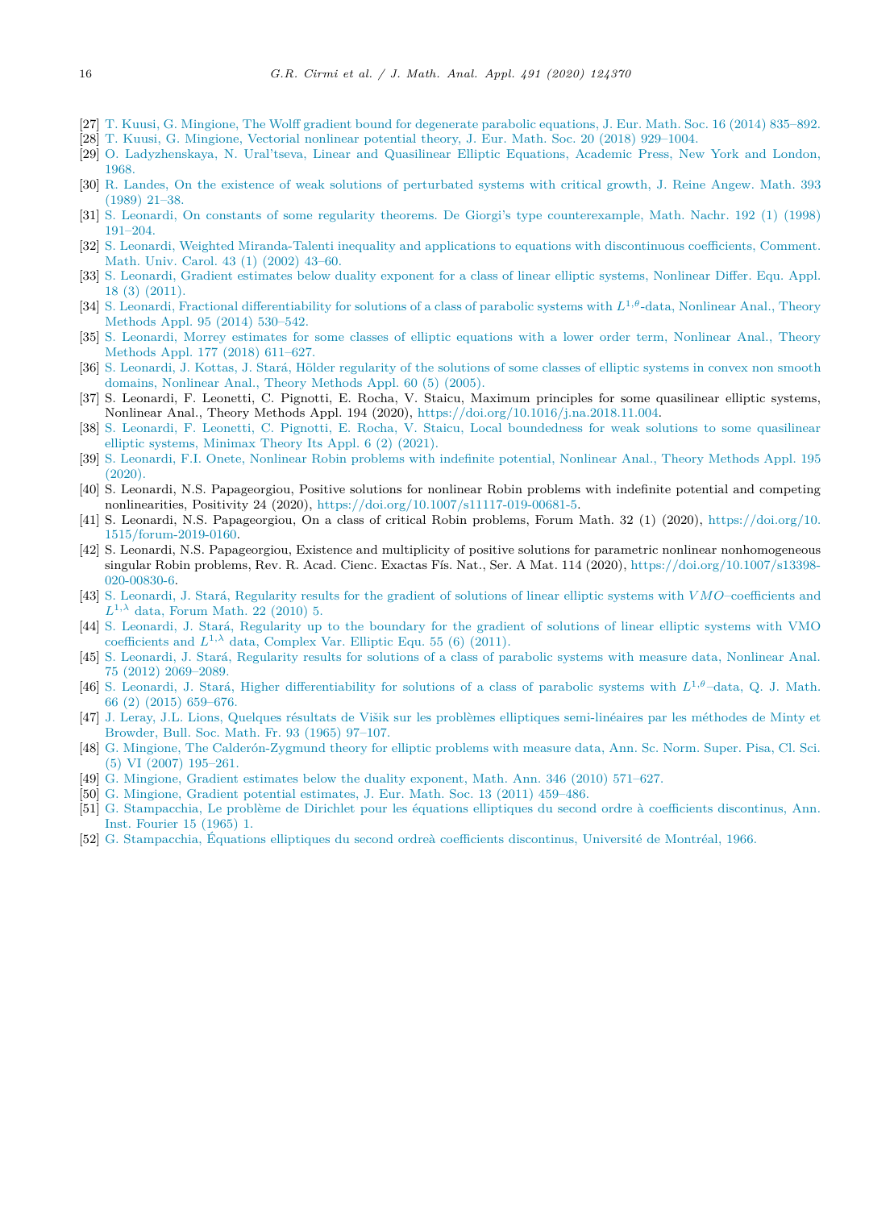[27] T. Kuusi, G. Mingione, The Wolff gradient bound for degenerate parabolic equations, J. Eur. Math. Soc. 16 (2014) 835–892.

[28] T. Kuusi, G. Mingione, Vectorial nonlinear potential theory, J. Eur. Math. Soc. 20 (2018) 929–1004.

[29] O. Ladyzhenskaya, N. Ural'tseva, Linear and Quasilinear Elliptic Equations, Academic Press, New York and London, 1968.

[30] R. Landes, On the existence of weak solutions of perturbated systems with critical growth, J. Reine Angew. Math. 393 (1989) 21–38.

[31] S. Leonardi, On constants of some regularity theorems. De Giorgi's type counterexample, Math. Nachr. 192 (1) (1998) 191–204.

[32] S. Leonardi, Weighted Miranda-Talenti inequality and applications to equations with discontinuous coefficients, Comment. Math. Univ. Carol. 43 (1) (2002) 43–60.

[33] S. Leonardi, Gradient estimates below duality exponent for a class of linear elliptic systems, Nonlinear Differ. Equ. Appl. 18 (3) (2011).

[34] S. Leonardi, Fractional differentiability for solutions of a class of parabolic systems with $L^{1,\theta}$-data, Nonlinear Anal., Theory Methods Appl. 95 (2014) 530–542.

[35] S. Leonardi, Morrey estimates for some classes of elliptic equations with a lower order term, Nonlinear Anal., Theory Methods Appl. 177 (2018) 611–627.

[36] S. Leonardi, J. Kottas, J. Stará, Hölder regularity of the solutions of some classes of elliptic systems in convex non smooth domains, Nonlinear Anal., Theory Methods Appl. 60 (5) (2005).

[37] S. Leonardi, F. Leonetti, C. Pignotti, E. Rocha, V. Staicu, Maximum principles for some quasilinear elliptic systems, Nonlinear Anal., Theory Methods Appl. 194 (2020), https://doi.org/10.1016/j.na.2018.11.004.

[38] S. Leonardi, F. Leonetti, C. Pignotti, E. Rocha, V. Staicu, Local boundedness for weak solutions to some quasilinear elliptic systems, Minimax Theory Its Appl. 6 (2) (2021).

[39] S. Leonardi, F.I. Onete, Nonlinear Robin problems with indefinite potential, Nonlinear Anal., Theory Methods Appl. 195 (2020).

[40] S. Leonardi, N.S. Papageorgiou, Positive solutions for nonlinear Robin problems with indefinite potential and competing nonlinearities, Positivity 24 (2020), https://doi.org/10.1007/s11117-019-00681-5.

[41] S. Leonardi, N.S. Papageorgiou, On a class of critical Robin problems, Forum Math. 32 (1) (2020), https://doi.org/10.1515/forum-2019-0160.

[42] S. Leonardi, N.S. Papageorgiou, Existence and multiplicity of positive solutions for parametric nonlinear nonhomogeneous singular Robin problems, Rev. R. Acad. Cienc. Exactas Fís. Nat., Ser. A Mat. 114 (2020), https://doi.org/10.1007/s13398-020-00830-6.

[43] S. Leonardi, J. Stará, Regularity results for the gradient of solutions of linear elliptic systems with $VMO$–coefficients and $L^{1,\lambda}$ data, Forum Math. 22 (2010) 5.

[44] S. Leonardi, J. Stará, Regularity up to the boundary for the gradient of solutions of linear elliptic systems with VMO coefficients and $L^{1,\lambda}$ data, Complex Var. Elliptic Equ. 55 (6) (2011).

[45] S. Leonardi, J. Stará, Regularity results for solutions of a class of parabolic systems with measure data, Nonlinear Anal. 75 (2012) 2069–2089.

[46] S. Leonardi, J. Stará, Higher differentiability for solutions of a class of parabolic systems with $L^{1,\theta}$–data, Q. J. Math. 66 (2) (2015) 659–676.

[47] J. Leray, J.L. Lions, Quelques résultats de Višik sur les problèmes elliptiques semi-linéaires par les méthodes de Minty et Browder, Bull. Soc. Math. Fr. 93 (1965) 97–107.

[48] G. Mingione, The Calderón-Zygmund theory for elliptic problems with measure data, Ann. Sc. Norm. Super. Pisa, Cl. Sci. (5) VI (2007) 195–261.

[49] G. Mingione, Gradient estimates below the duality exponent, Math. Ann. 346 (2010) 571–627.

[50] G. Mingione, Gradient potential estimates, J. Eur. Math. Soc. 13 (2011) 459–486.

[51] G. Stampacchia, Le problème de Dirichlet pour les équations elliptiques du second ordre à coefficients discontinus, Ann. Inst. Fourier 15 (1965) 1.

[52] G. Stampacchia, Équations elliptiques du second ordreà coefficients discontinus, Université de Montréal, 1966.